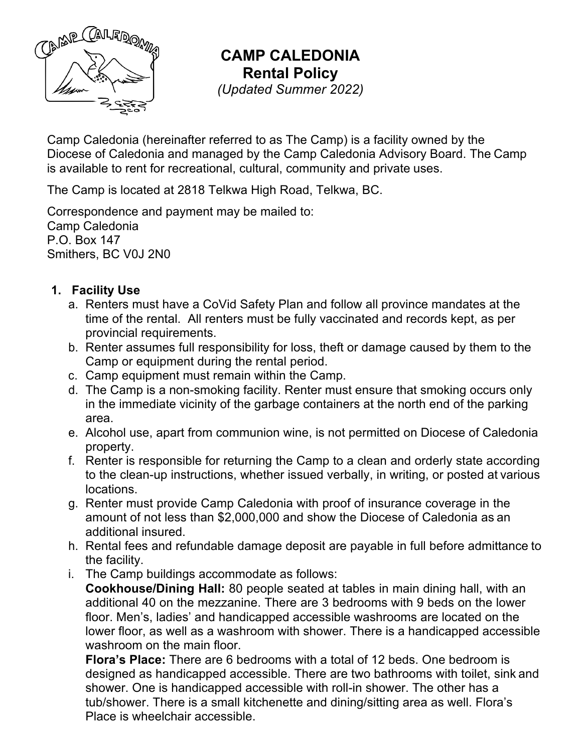# CAMP CALEDONIA
## Rental Policy
*(Updated Summer 2022)*

Camp Caledonia (hereinafter referred to as The Camp) is a facility owned by the Diocese of Caledonia and managed by the Camp Caledonia Advisory Board. The Camp is available to rent for recreational, cultural, community and private uses.

The Camp is located at 2818 Telkwa High Road, Telkwa, BC.

Correspondence and payment may be mailed to:
Camp Caledonia
P.O. Box 147
Smithers, BC V0J 2N0

1. **Facility Use**
   a. Renters must have a CoVid Safety Plan and follow all province mandates at the time of the rental. All renters must be fully vaccinated and records kept, as per provincial requirements.
   b. Renter assumes full responsibility for loss, theft or damage caused by them to the Camp or equipment during the rental period.
   c. Camp equipment must remain within the Camp.
   d. The Camp is a non-smoking facility. Renter must ensure that smoking occurs only in the immediate vicinity of the garbage containers at the north end of the parking area.
   e. Alcohol use, apart from communion wine, is not permitted on Diocese of Caledonia property.
   f. Renter is responsible for returning the Camp to a clean and orderly state according to the clean-up instructions, whether issued verbally, in writing, or posted at various locations.
   g. Renter must provide Camp Caledonia with proof of insurance coverage in the amount of not less than $2,000,000 and show the Diocese of Caledonia as an additional insured.
   h. Rental fees and refundable damage deposit are payable in full before admittance to the facility.
   i. The Camp buildings accommodate as follows:
   **Cookhouse/Dining Hall:** 80 people seated at tables in main dining hall, with an additional 40 on the mezzanine. There are 3 bedrooms with 9 beds on the lower floor. Men's, ladies' and handicapped accessible washrooms are located on the lower floor, as well as a washroom with shower. There is a handicapped accessible washroom on the main floor.
   **Flora's Place:** There are 6 bedrooms with a total of 12 beds. One bedroom is designed as handicapped accessible. There are two bathrooms with toilet, sink and shower. One is handicapped accessible with roll-in shower. The other has a tub/shower. There is a small kitchenette and dining/sitting area as well. Flora's Place is wheelchair accessible.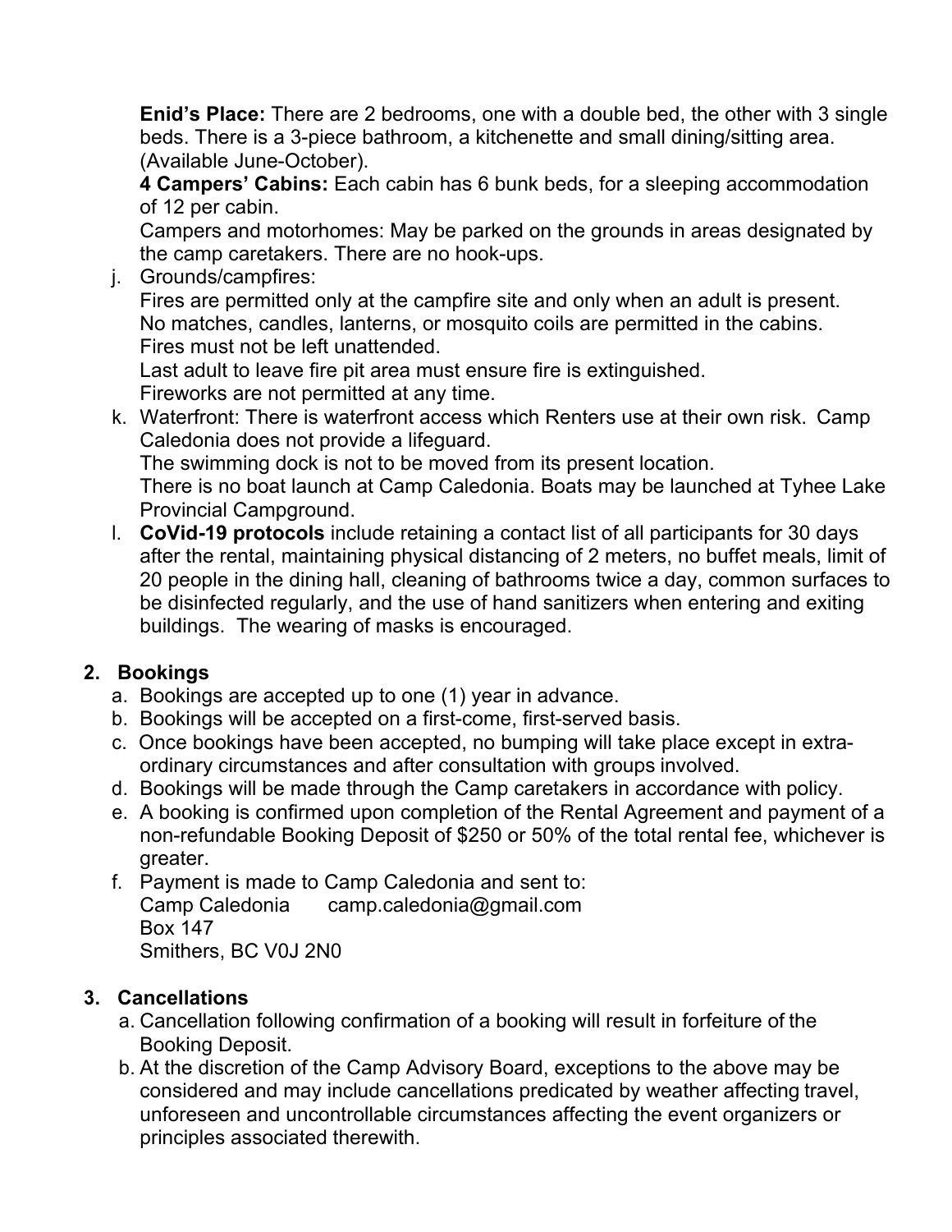**Enid's Place:** There are 2 bedrooms, one with a double bed, the other with 3 single beds. There is a 3-piece bathroom, a kitchenette and small dining/sitting area. (Available June-October).

**4 Campers' Cabins:** Each cabin has 6 bunk beds, for a sleeping accommodation of 12 per cabin.

Campers and motorhomes: May be parked on the grounds in areas designated by the camp caretakers. There are no hook-ups.

j. Grounds/campfires:
   Fires are permitted only at the campfire site and only when an adult is present.
   No matches, candles, lanterns, or mosquito coils are permitted in the cabins.
   Fires must not be left unattended.
   Last adult to leave fire pit area must ensure fire is extinguished.
   Fireworks are not permitted at any time.
k. Waterfront: There is waterfront access which Renters use at their own risk. Camp Caledonia does not provide a lifeguard.
   The swimming dock is not to be moved from its present location.
   There is no boat launch at Camp Caledonia. Boats may be launched at Tyhee Lake Provincial Campground.
l. **CoVid-19 protocols** include retaining a contact list of all participants for 30 days after the rental, maintaining physical distancing of 2 meters, no buffet meals, limit of 20 people in the dining hall, cleaning of bathrooms twice a day, common surfaces to be disinfected regularly, and the use of hand sanitizers when entering and exiting buildings. The wearing of masks is encouraged.

## 2. Bookings

a. Bookings are accepted up to one (1) year in advance.
b. Bookings will be accepted on a first-come, first-served basis.
c. Once bookings have been accepted, no bumping will take place except in extra-ordinary circumstances and after consultation with groups involved.
d. Bookings will be made through the Camp caretakers in accordance with policy.
e. A booking is confirmed upon completion of the Rental Agreement and payment of a non-refundable Booking Deposit of $250 or 50% of the total rental fee, whichever is greater.
f. Payment is made to Camp Caledonia and sent to:
   Camp Caledonia camp.caledonia@gmail.com
   Box 147
   Smithers, BC V0J 2N0

## 3. Cancellations

a. Cancellation following confirmation of a booking will result in forfeiture of the Booking Deposit.
b. At the discretion of the Camp Advisory Board, exceptions to the above may be considered and may include cancellations predicated by weather affecting travel, unforeseen and uncontrollable circumstances affecting the event organizers or principles associated therewith.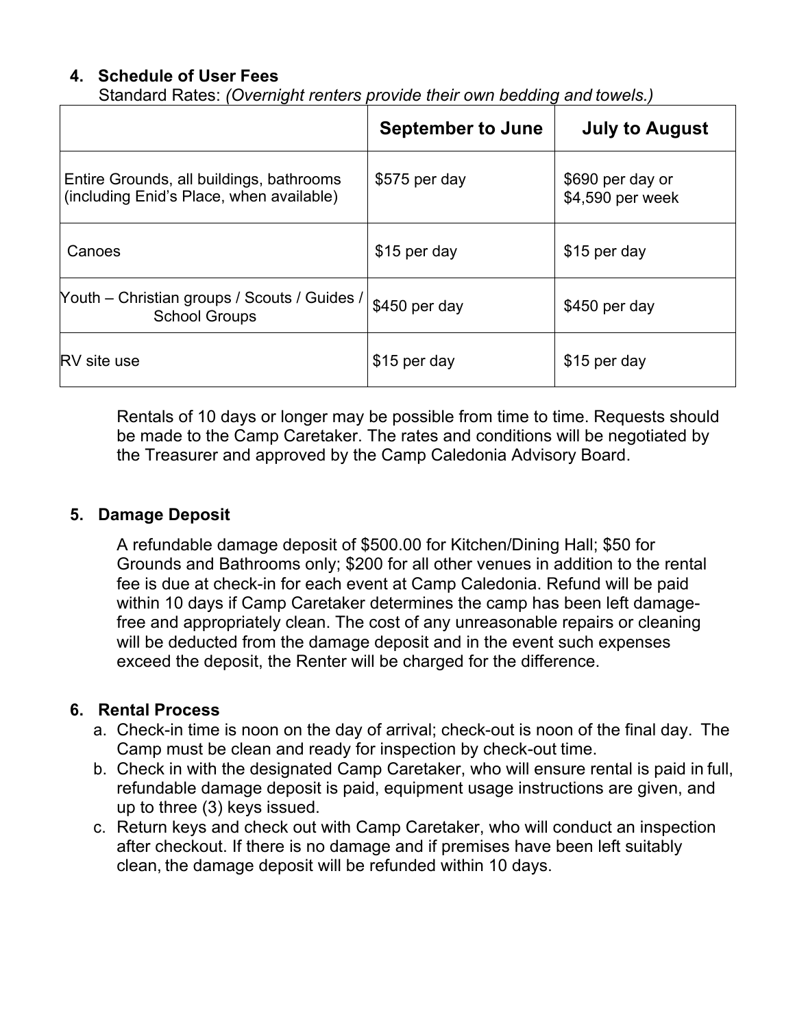#### 4. Schedule of User Fees

Standard Rates: *(Overnight renters provide their own bedding and towels.)*

| | **September to June** | **July to August** |
|---|---|---|
| Entire Grounds, all buildings, bathrooms (including Enid's Place, when available) | $575 per day | $690 per day or $4,590 per week |
| Canoes | $15 per day | $15 per day |
| Youth – Christian groups / Scouts / Guides / School Groups | $450 per day | $450 per day |
| RV site use | $15 per day | $15 per day |

Rentals of 10 days or longer may be possible from time to time. Requests should be made to the Camp Caretaker. The rates and conditions will be negotiated by the Treasurer and approved by the Camp Caledonia Advisory Board.

#### 5. Damage Deposit

A refundable damage deposit of $500.00 for Kitchen/Dining Hall; $50 for Grounds and Bathrooms only; $200 for all other venues in addition to the rental fee is due at check-in for each event at Camp Caledonia. Refund will be paid within 10 days if Camp Caretaker determines the camp has been left damage-free and appropriately clean. The cost of any unreasonable repairs or cleaning will be deducted from the damage deposit and in the event such expenses exceed the deposit, the Renter will be charged for the difference.

#### 6. Rental Process

a. Check-in time is noon on the day of arrival; check-out is noon of the final day. The Camp must be clean and ready for inspection by check-out time.

b. Check in with the designated Camp Caretaker, who will ensure rental is paid in full, refundable damage deposit is paid, equipment usage instructions are given, and up to three (3) keys issued.

c. Return keys and check out with Camp Caretaker, who will conduct an inspection after checkout. If there is no damage and if premises have been left suitably clean, the damage deposit will be refunded within 10 days.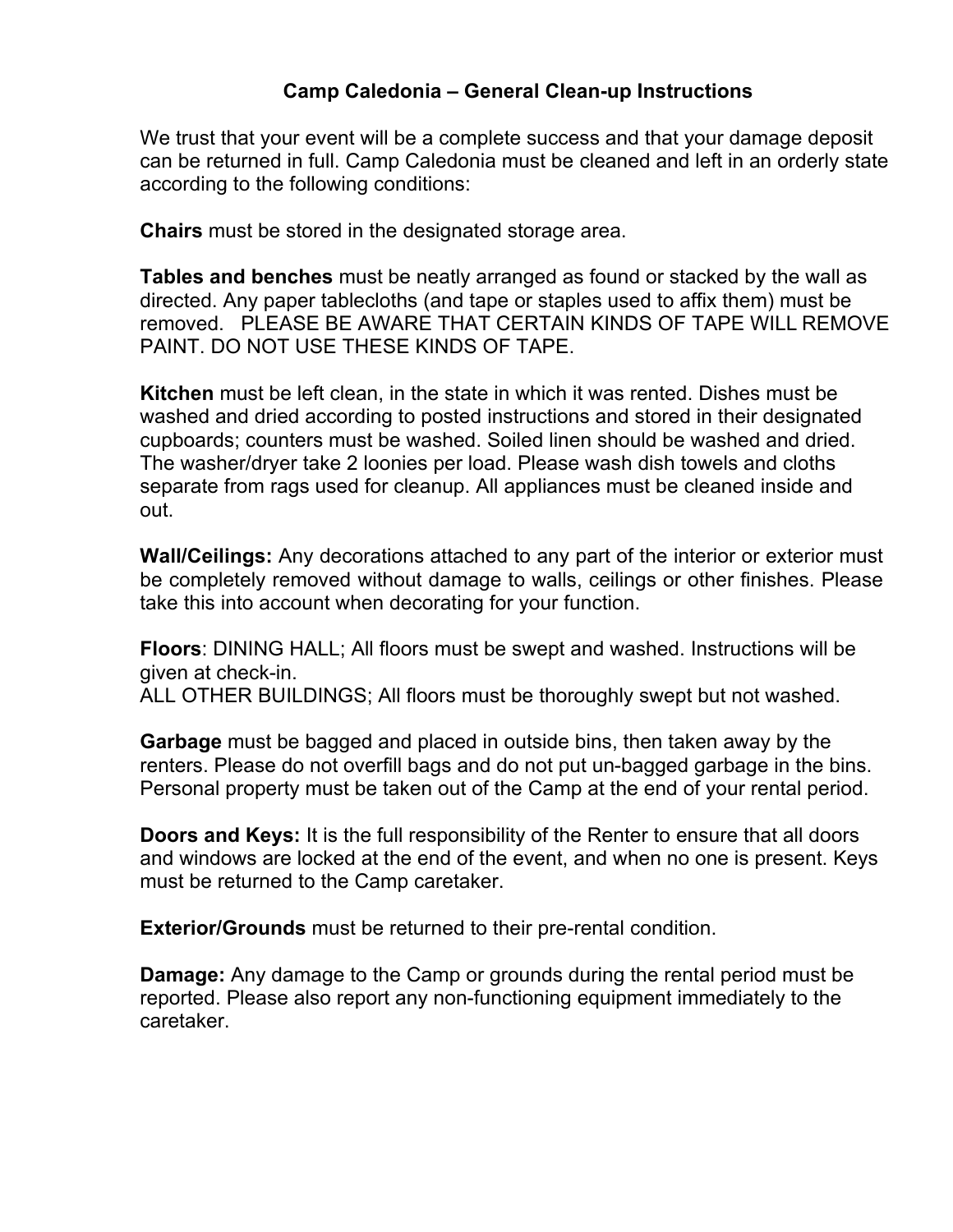# Camp Caledonia – General Clean-up Instructions

We trust that your event will be a complete success and that your damage deposit can be returned in full. Camp Caledonia must be cleaned and left in an orderly state according to the following conditions:

**Chairs** must be stored in the designated storage area.

**Tables and benches** must be neatly arranged as found or stacked by the wall as directed. Any paper tablecloths (and tape or staples used to affix them) must be removed. PLEASE BE AWARE THAT CERTAIN KINDS OF TAPE WILL REMOVE PAINT. DO NOT USE THESE KINDS OF TAPE.

**Kitchen** must be left clean, in the state in which it was rented. Dishes must be washed and dried according to posted instructions and stored in their designated cupboards; counters must be washed. Soiled linen should be washed and dried. The washer/dryer take 2 loonies per load. Please wash dish towels and cloths separate from rags used for cleanup. All appliances must be cleaned inside and out.

**Wall/Ceilings:** Any decorations attached to any part of the interior or exterior must be completely removed without damage to walls, ceilings or other finishes. Please take this into account when decorating for your function.

**Floors**: DINING HALL; All floors must be swept and washed. Instructions will be given at check-in.
ALL OTHER BUILDINGS; All floors must be thoroughly swept but not washed.

**Garbage** must be bagged and placed in outside bins, then taken away by the renters. Please do not overfill bags and do not put un-bagged garbage in the bins. Personal property must be taken out of the Camp at the end of your rental period.

**Doors and Keys:** It is the full responsibility of the Renter to ensure that all doors and windows are locked at the end of the event, and when no one is present. Keys must be returned to the Camp caretaker.

**Exterior/Grounds** must be returned to their pre-rental condition.

**Damage:** Any damage to the Camp or grounds during the rental period must be reported. Please also report any non-functioning equipment immediately to the caretaker.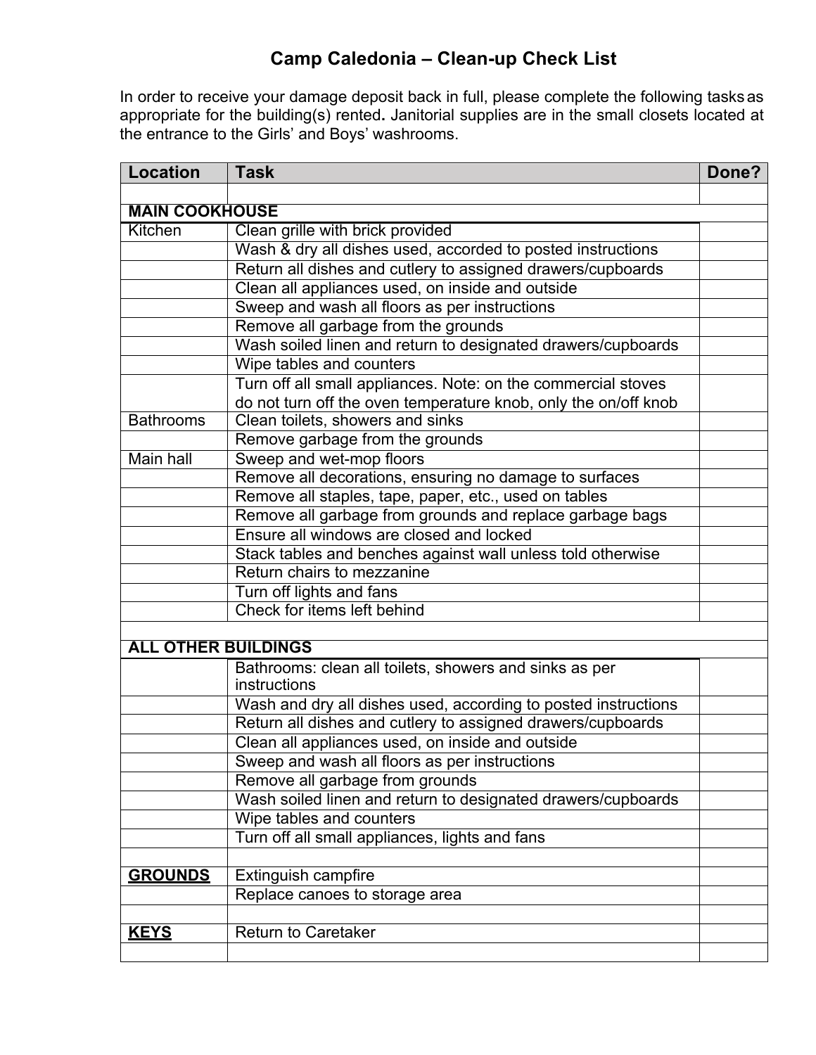# Camp Caledonia – Clean-up Check List

In order to receive your damage deposit back in full, please complete the following tasks as appropriate for the building(s) rented**.** Janitorial supplies are in the small closets located at the entrance to the Girls' and Boys' washrooms.

| Location | Task | Done? |
|---|---|---|
| | | |
| **MAIN COOKHOUSE** | | |
| Kitchen | Clean grille with brick provided | |
| | Wash & dry all dishes used, accorded to posted instructions | |
| | Return all dishes and cutlery to assigned drawers/cupboards | |
| | Clean all appliances used, on inside and outside | |
| | Sweep and wash all floors as per instructions | |
| | Remove all garbage from the grounds | |
| | Wash soiled linen and return to designated drawers/cupboards | |
| | Wipe tables and counters | |
| | Turn off all small appliances. Note: on the commercial stoves do not turn off the oven temperature knob, only the on/off knob | |
| Bathrooms | Clean toilets, showers and sinks | |
| | Remove garbage from the grounds | |
| Main hall | Sweep and wet-mop floors | |
| | Remove all decorations, ensuring no damage to surfaces | |
| | Remove all staples, tape, paper, etc., used on tables | |
| | Remove all garbage from grounds and replace garbage bags | |
| | Ensure all windows are closed and locked | |
| | Stack tables and benches against wall unless told otherwise | |
| | Return chairs to mezzanine | |
| | Turn off lights and fans | |
| | Check for items left behind | |
| | | |
| **ALL OTHER BUILDINGS** | | |
| | Bathrooms: clean all toilets, showers and sinks as per instructions | |
| | Wash and dry all dishes used, according to posted instructions | |
| | Return all dishes and cutlery to assigned drawers/cupboards | |
| | Clean all appliances used, on inside and outside | |
| | Sweep and wash all floors as per instructions | |
| | Remove all garbage from grounds | |
| | Wash soiled linen and return to designated drawers/cupboards | |
| | Wipe tables and counters | |
| | Turn off all small appliances, lights and fans | |
| | | |
| **GROUNDS** | Extinguish campfire | |
| | Replace canoes to storage area | |
| | | |
| **KEYS** | Return to Caretaker | |
| | | |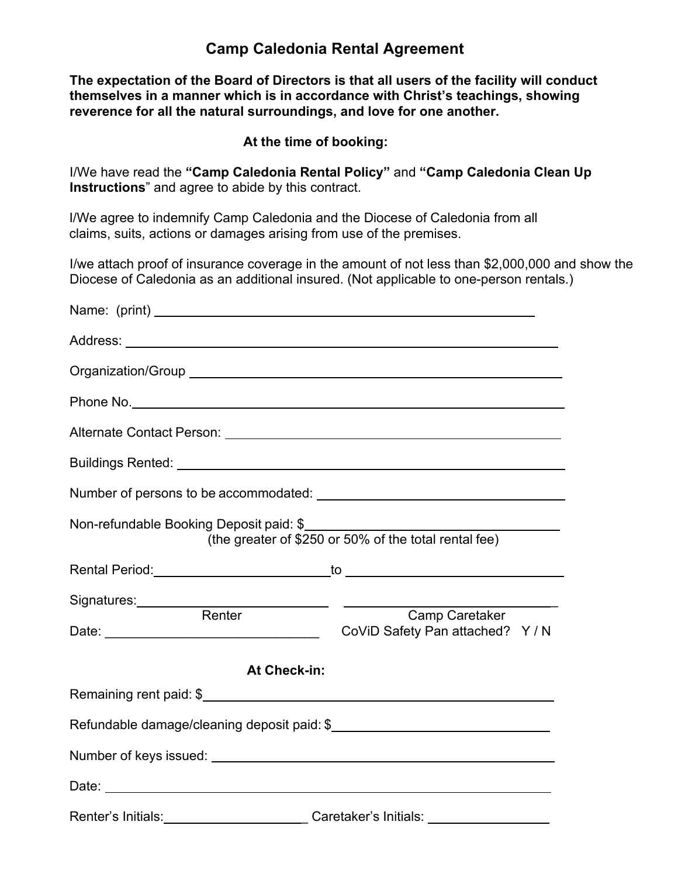# Camp Caledonia Rental Agreement

**The expectation of the Board of Directors is that all users of the facility will conduct themselves in a manner which is in accordance with Christ's teachings, showing reverence for all the natural surroundings, and love for one another.**

## At the time of booking:

I/We have read the **"Camp Caledonia Rental Policy"** and **"Camp Caledonia Clean Up Instructions**" and agree to abide by this contract.

I/We agree to indemnify Camp Caledonia and the Diocese of Caledonia from all claims, suits, actions or damages arising from use of the premises.

I/we attach proof of insurance coverage in the amount of not less than $2,000,000 and show the Diocese of Caledonia as an additional insured. (Not applicable to one-person rentals.)

Name: (print) ____________________________________________

Address: ____________________________________________

Organization/Group ____________________________________________

Phone No. ____________________________________________

Alternate Contact Person: ____________________________________________

Buildings Rented: ____________________________________________

Number of persons to be accommodated: ______________________________

Non-refundable Booking Deposit paid: $______________________________
(the greater of $250 or 50% of the total rental fee)

Rental Period: ____________________ to ____________________

Signatures: ____________________ ____________________
Renter Camp Caretaker

Date: ____________________ CoViD Safety Pan attached? Y / N

## At Check-in:

Remaining rent paid: $____________________________________________

Refundable damage/cleaning deposit paid: $______________________________

Number of keys issued: ____________________________________________

Date: ____________________________________________

Renter's Initials: ____________________ Caretaker's Initials: ____________________